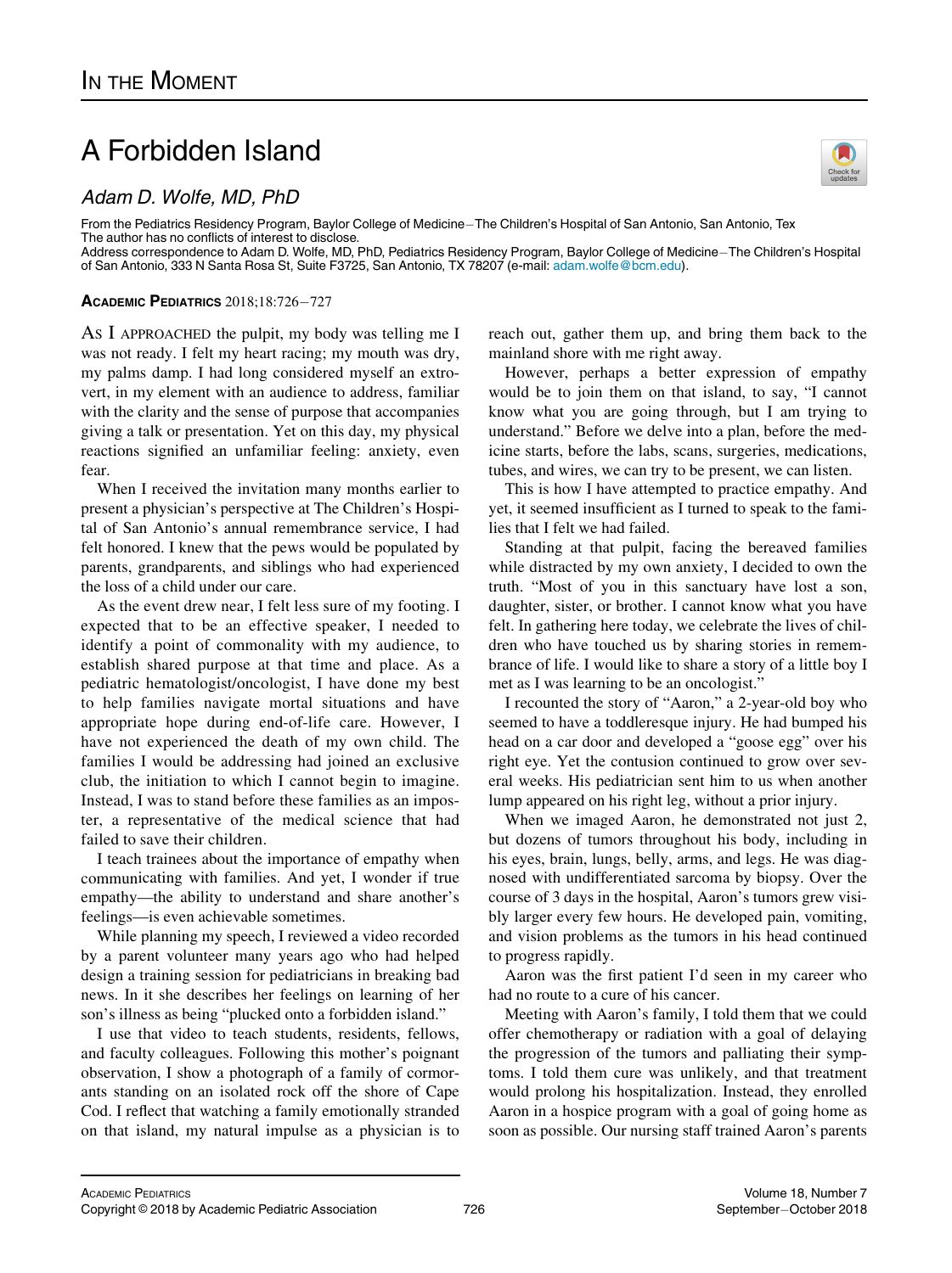# In the Moment

# A Forbidden Island

*Adam D. Wolfe, MD, PhD*

From the Pediatrics Residency Program, Baylor College of Medicine–The Children's Hospital of San Antonio, San Antonio, Tex
The author has no conflicts of interest to disclose.
Address correspondence to Adam D. Wolfe, MD, PhD, Pediatrics Residency Program, Baylor College of Medicine–The Children's Hospital of San Antonio, 333 N Santa Rosa St, Suite F3725, San Antonio, TX 78207 (e-mail: adam.wolfe@bcm.edu).

**Academic Pediatrics** 2018;18:726–727

As I approached the pulpit, my body was telling me I was not ready. I felt my heart racing; my mouth was dry, my palms damp. I had long considered myself an extrovert, in my element with an audience to address, familiar with the clarity and the sense of purpose that accompanies giving a talk or presentation. Yet on this day, my physical reactions signified an unfamiliar feeling: anxiety, even fear.

When I received the invitation many months earlier to present a physician's perspective at The Children's Hospital of San Antonio's annual remembrance service, I had felt honored. I knew that the pews would be populated by parents, grandparents, and siblings who had experienced the loss of a child under our care.

As the event drew near, I felt less sure of my footing. I expected that to be an effective speaker, I needed to identify a point of commonality with my audience, to establish shared purpose at that time and place. As a pediatric hematologist/oncologist, I have done my best to help families navigate mortal situations and have appropriate hope during end-of-life care. However, I have not experienced the death of my own child. The families I would be addressing had joined an exclusive club, the initiation to which I cannot begin to imagine. Instead, I was to stand before these families as an imposter, a representative of the medical science that had failed to save their children.

I teach trainees about the importance of empathy when communicating with families. And yet, I wonder if true empathy—the ability to understand and share another's feelings—is even achievable sometimes.

While planning my speech, I reviewed a video recorded by a parent volunteer many years ago who had helped design a training session for pediatricians in breaking bad news. In it she describes her feelings on learning of her son's illness as being "plucked onto a forbidden island."

I use that video to teach students, residents, fellows, and faculty colleagues. Following this mother's poignant observation, I show a photograph of a family of cormorants standing on an isolated rock off the shore of Cape Cod. I reflect that watching a family emotionally stranded on that island, my natural impulse as a physician is to reach out, gather them up, and bring them back to the mainland shore with me right away.

However, perhaps a better expression of empathy would be to join them on that island, to say, "I cannot know what you are going through, but I am trying to understand." Before we delve into a plan, before the medicine starts, before the labs, scans, surgeries, medications, tubes, and wires, we can try to be present, we can listen.

This is how I have attempted to practice empathy. And yet, it seemed insufficient as I turned to speak to the families that I felt we had failed.

Standing at that pulpit, facing the bereaved families while distracted by my own anxiety, I decided to own the truth. "Most of you in this sanctuary have lost a son, daughter, sister, or brother. I cannot know what you have felt. In gathering here today, we celebrate the lives of children who have touched us by sharing stories in remembrance of life. I would like to share a story of a little boy I met as I was learning to be an oncologist."

I recounted the story of "Aaron," a 2-year-old boy who seemed to have a toddleresque injury. He had bumped his head on a car door and developed a "goose egg" over his right eye. Yet the contusion continued to grow over several weeks. His pediatrician sent him to us when another lump appeared on his right leg, without a prior injury.

When we imaged Aaron, he demonstrated not just 2, but dozens of tumors throughout his body, including in his eyes, brain, lungs, belly, arms, and legs. He was diagnosed with undifferentiated sarcoma by biopsy. Over the course of 3 days in the hospital, Aaron's tumors grew visibly larger every few hours. He developed pain, vomiting, and vision problems as the tumors in his head continued to progress rapidly.

Aaron was the first patient I'd seen in my career who had no route to a cure of his cancer.

Meeting with Aaron's family, I told them that we could offer chemotherapy or radiation with a goal of delaying the progression of the tumors and palliating their symptoms. I told them cure was unlikely, and that treatment would prolong his hospitalization. Instead, they enrolled Aaron in a hospice program with a goal of going home as soon as possible. Our nursing staff trained Aaron's parents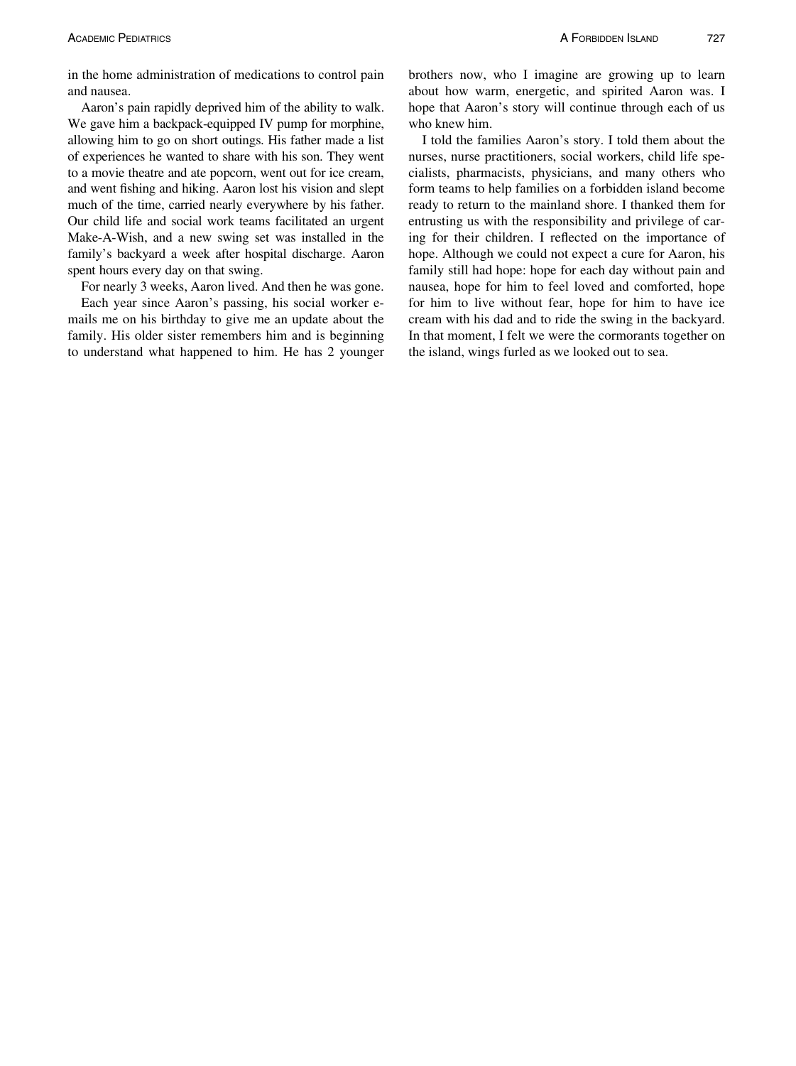in the home administration of medications to control pain and nausea.

Aaron's pain rapidly deprived him of the ability to walk. We gave him a backpack-equipped IV pump for morphine, allowing him to go on short outings. His father made a list of experiences he wanted to share with his son. They went to a movie theatre and ate popcorn, went out for ice cream, and went fishing and hiking. Aaron lost his vision and slept much of the time, carried nearly everywhere by his father. Our child life and social work teams facilitated an urgent Make-A-Wish, and a new swing set was installed in the family's backyard a week after hospital discharge. Aaron spent hours every day on that swing.

For nearly 3 weeks, Aaron lived. And then he was gone.

Each year since Aaron's passing, his social worker e-mails me on his birthday to give me an update about the family. His older sister remembers him and is beginning to understand what happened to him. He has 2 younger brothers now, who I imagine are growing up to learn about how warm, energetic, and spirited Aaron was. I hope that Aaron's story will continue through each of us who knew him.

I told the families Aaron's story. I told them about the nurses, nurse practitioners, social workers, child life specialists, pharmacists, physicians, and many others who form teams to help families on a forbidden island become ready to return to the mainland shore. I thanked them for entrusting us with the responsibility and privilege of caring for their children. I reflected on the importance of hope. Although we could not expect a cure for Aaron, his family still had hope: hope for each day without pain and nausea, hope for him to feel loved and comforted, hope for him to live without fear, hope for him to have ice cream with his dad and to ride the swing in the backyard. In that moment, I felt we were the cormorants together on the island, wings furled as we looked out to sea.